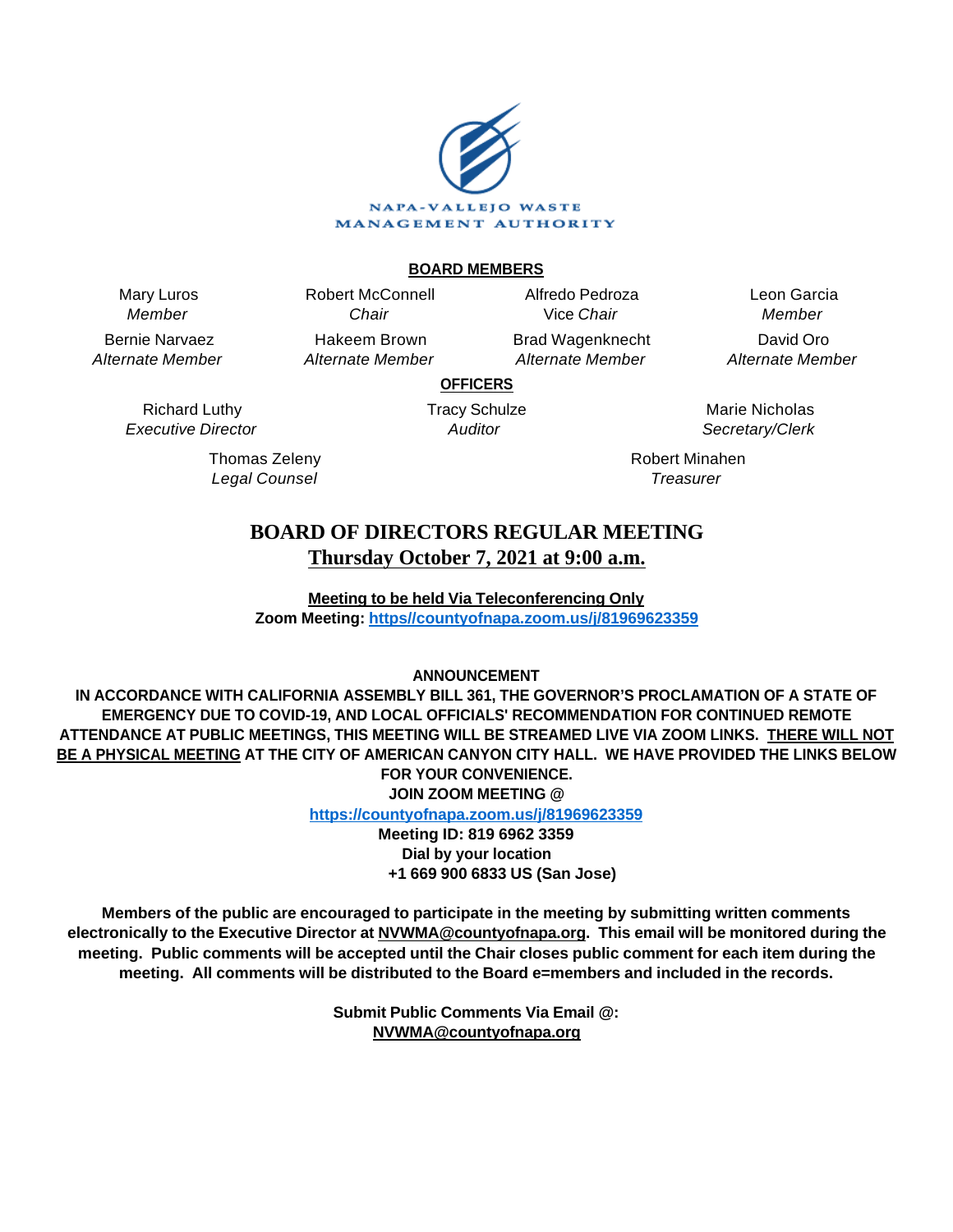NAPA-VALLEJO WASTE MANAGEMENT AUTHORITY

**BOARD MEMBERS**

| | | | |
|---|---|---|---|
| Mary Luros<br>*Member* | Robert McConnell<br>*Chair* | Alfredo Pedroza<br>Vice *Chair* | Leon Garcia<br>*Member* |
| Bernie Narvaez<br>*Alternate Member* | Hakeem Brown<br>*Alternate Member* | Brad Wagenknecht<br>*Alternate Member* | David Oro<br>*Alternate Member* |

**OFFICERS**

| | | |
|---|---|---|
| Richard Luthy<br>*Executive Director* | Tracy Schulze<br>*Auditor* | Marie Nicholas<br>*Secretary/Clerk* |
| Thomas Zeleny<br>*Legal Counsel* | | Robert Minahen<br>*Treasurer* |

# BOARD OF DIRECTORS REGULAR MEETING

## Thursday October 7, 2021 at 9:00 a.m.

**Meeting to be held Via Teleconferencing Only**
**Zoom Meeting: https//countyofnapa.zoom.us/j/81969623359**

**ANNOUNCEMENT**

**IN ACCORDANCE WITH CALIFORNIA ASSEMBLY BILL 361, THE GOVERNOR'S PROCLAMATION OF A STATE OF EMERGENCY DUE TO COVID-19, AND LOCAL OFFICIALS' RECOMMENDATION FOR CONTINUED REMOTE ATTENDANCE AT PUBLIC MEETINGS, THIS MEETING WILL BE STREAMED LIVE VIA ZOOM LINKS. THERE WILL NOT BE A PHYSICAL MEETING AT THE CITY OF AMERICAN CANYON CITY HALL. WE HAVE PROVIDED THE LINKS BELOW FOR YOUR CONVENIENCE.**

**JOIN ZOOM MEETING @**
**https://countyofnapa.zoom.us/j/81969623359**
**Meeting ID: 819 6962 3359**
**Dial by your location**
**+1 669 900 6833 US (San Jose)**

**Members of the public are encouraged to participate in the meeting by submitting written comments electronically to the Executive Director at NVWMA@countyofnapa.org. This email will be monitored during the meeting. Public comments will be accepted until the Chair closes public comment for each item during the meeting. All comments will be distributed to the Board e=members and included in the records.**

**Submit Public Comments Via Email @:**
**NVWMA@countyofnapa.org**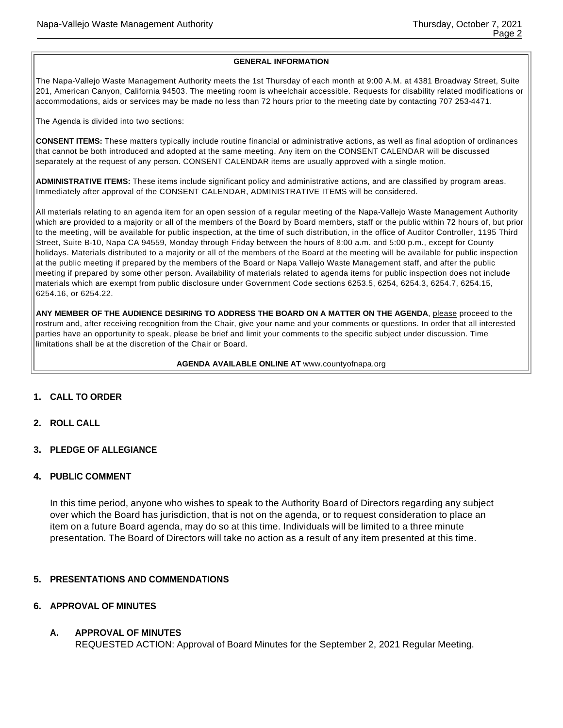**GENERAL INFORMATION**

The Napa-Vallejo Waste Management Authority meets the 1st Thursday of each month at 9:00 A.M. at 4381 Broadway Street, Suite 201, American Canyon, California 94503. The meeting room is wheelchair accessible. Requests for disability related modifications or accommodations, aids or services may be made no less than 72 hours prior to the meeting date by contacting 707 253-4471.

The Agenda is divided into two sections:

**CONSENT ITEMS:** These matters typically include routine financial or administrative actions, as well as final adoption of ordinances that cannot be both introduced and adopted at the same meeting. Any item on the CONSENT CALENDAR will be discussed separately at the request of any person. CONSENT CALENDAR items are usually approved with a single motion.

**ADMINISTRATIVE ITEMS:** These items include significant policy and administrative actions, and are classified by program areas. Immediately after approval of the CONSENT CALENDAR, ADMINISTRATIVE ITEMS will be considered.

All materials relating to an agenda item for an open session of a regular meeting of the Napa-Vallejo Waste Management Authority which are provided to a majority or all of the members of the Board by Board members, staff or the public within 72 hours of, but prior to the meeting, will be available for public inspection, at the time of such distribution, in the office of Auditor Controller, 1195 Third Street, Suite B-10, Napa CA 94559, Monday through Friday between the hours of 8:00 a.m. and 5:00 p.m., except for County holidays. Materials distributed to a majority or all of the members of the Board at the meeting will be available for public inspection at the public meeting if prepared by the members of the Board or Napa Vallejo Waste Management staff, and after the public meeting if prepared by some other person. Availability of materials related to agenda items for public inspection does not include materials which are exempt from public disclosure under Government Code sections 6253.5, 6254, 6254.3, 6254.7, 6254.15, 6254.16, or 6254.22.

**ANY MEMBER OF THE AUDIENCE DESIRING TO ADDRESS THE BOARD ON A MATTER ON THE AGENDA**, please proceed to the rostrum and, after receiving recognition from the Chair, give your name and your comments or questions. In order that all interested parties have an opportunity to speak, please be brief and limit your comments to the specific subject under discussion. Time limitations shall be at the discretion of the Chair or Board.

**AGENDA AVAILABLE ONLINE AT** www.countyofnapa.org

## 1. CALL TO ORDER

## 2. ROLL CALL

## 3. PLEDGE OF ALLEGIANCE

## 4. PUBLIC COMMENT

In this time period, anyone who wishes to speak to the Authority Board of Directors regarding any subject over which the Board has jurisdiction, that is not on the agenda, or to request consideration to place an item on a future Board agenda, may do so at this time. Individuals will be limited to a three minute presentation. The Board of Directors will take no action as a result of any item presented at this time.

## 5. PRESENTATIONS AND COMMENDATIONS

## 6. APPROVAL OF MINUTES

### A. APPROVAL OF MINUTES

REQUESTED ACTION: Approval of Board Minutes for the September 2, 2021 Regular Meeting.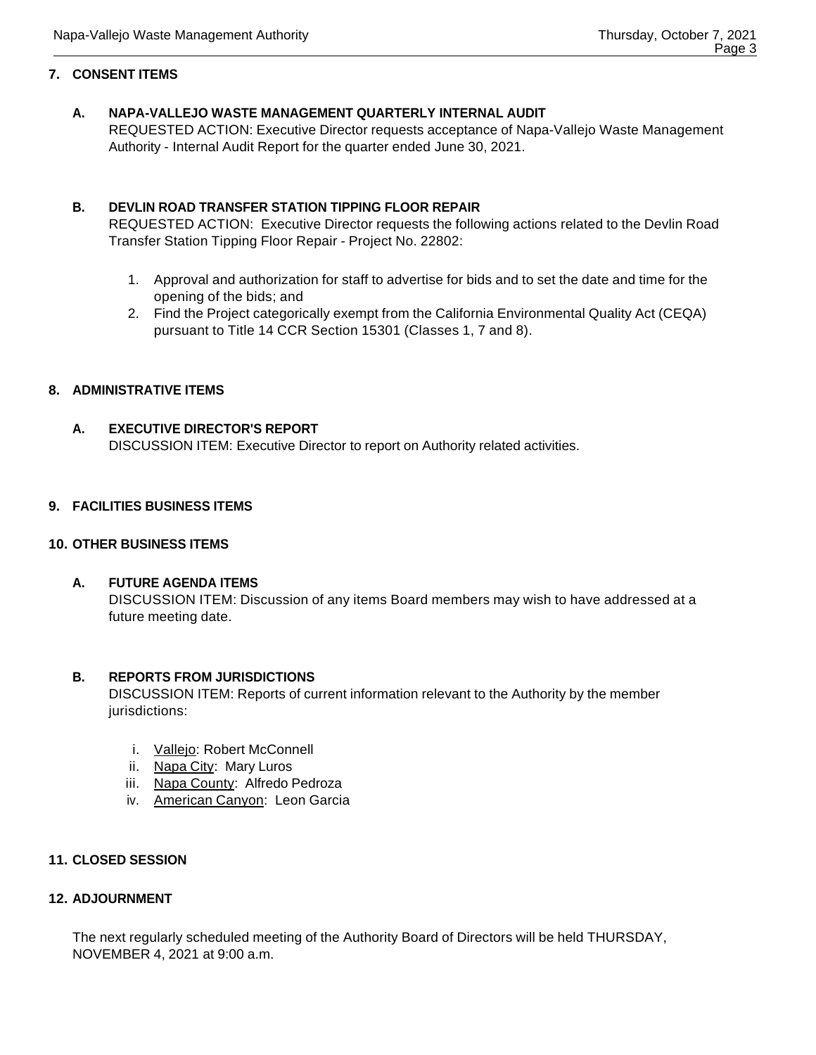## 7. CONSENT ITEMS

### A. NAPA-VALLEJO WASTE MANAGEMENT QUARTERLY INTERNAL AUDIT

REQUESTED ACTION: Executive Director requests acceptance of Napa-Vallejo Waste Management Authority - Internal Audit Report for the quarter ended June 30, 2021.

### B. DEVLIN ROAD TRANSFER STATION TIPPING FLOOR REPAIR

REQUESTED ACTION: Executive Director requests the following actions related to the Devlin Road Transfer Station Tipping Floor Repair - Project No. 22802:

1. Approval and authorization for staff to advertise for bids and to set the date and time for the opening of the bids; and
2. Find the Project categorically exempt from the California Environmental Quality Act (CEQA) pursuant to Title 14 CCR Section 15301 (Classes 1, 7 and 8).

## 8. ADMINISTRATIVE ITEMS

### A. EXECUTIVE DIRECTOR'S REPORT

DISCUSSION ITEM: Executive Director to report on Authority related activities.

## 9. FACILITIES BUSINESS ITEMS

## 10. OTHER BUSINESS ITEMS

### A. FUTURE AGENDA ITEMS

DISCUSSION ITEM: Discussion of any items Board members may wish to have addressed at a future meeting date.

### B. REPORTS FROM JURISDICTIONS

DISCUSSION ITEM: Reports of current information relevant to the Authority by the member jurisdictions:

i. Vallejo: Robert McConnell
ii. Napa City: Mary Luros
iii. Napa County: Alfredo Pedroza
iv. American Canyon: Leon Garcia

## 11. CLOSED SESSION

## 12. ADJOURNMENT

The next regularly scheduled meeting of the Authority Board of Directors will be held THURSDAY, NOVEMBER 4, 2021 at 9:00 a.m.